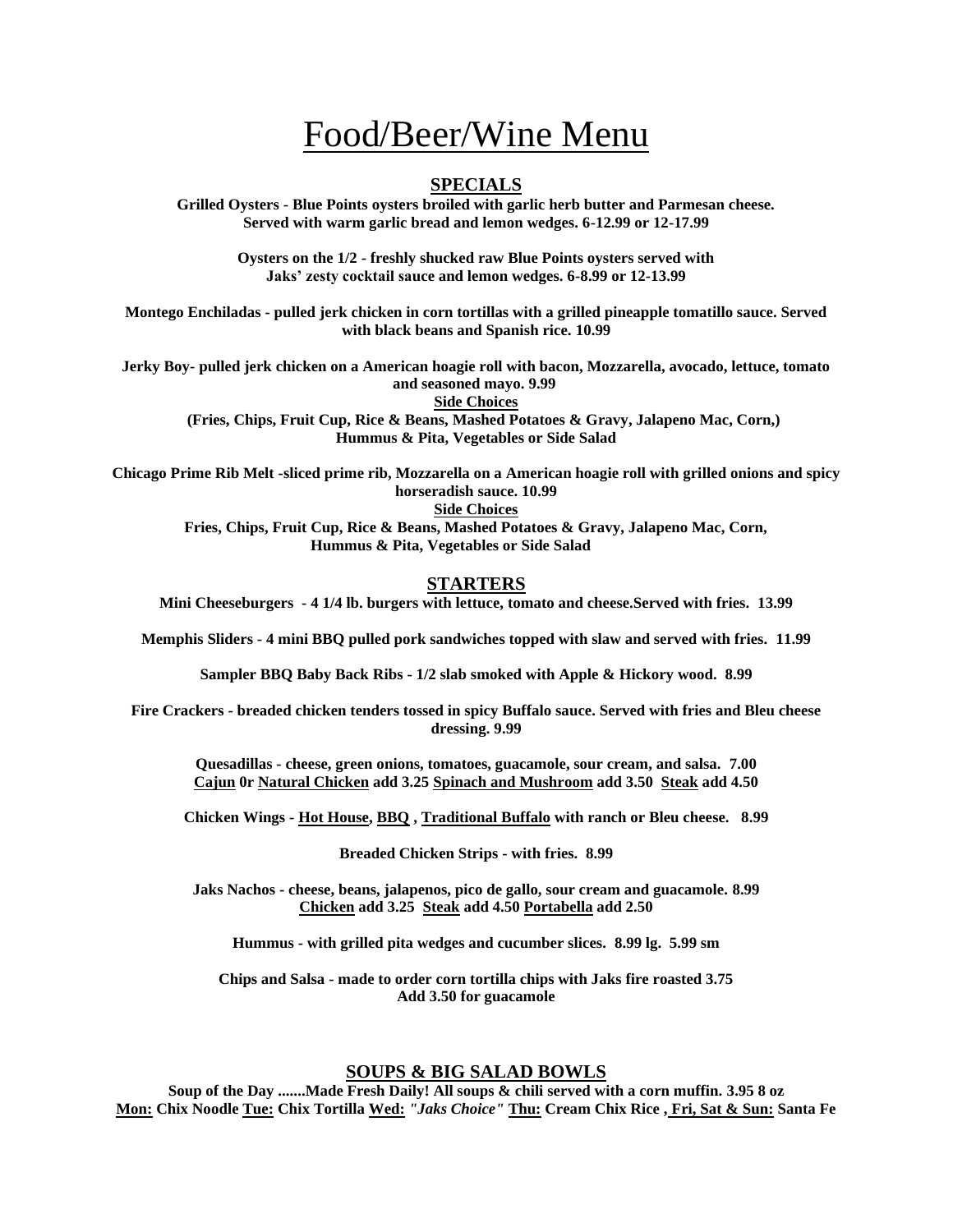# Food/Beer/Wine Menu

## SPECIALS

**Grilled Oysters - Blue Points oysters broiled with garlic herb butter and Parmesan cheese. Served with warm garlic bread and lemon wedges. 6-12.99 or 12-17.99**

**Oysters on the 1/2 - freshly shucked raw Blue Points oysters served with Jaks' zesty cocktail sauce and lemon wedges. 6-8.99 or 12-13.99**

**Montego Enchiladas - pulled jerk chicken in corn tortillas with a grilled pineapple tomatillo sauce. Served with black beans and Spanish rice. 10.99**

**Jerky Boy- pulled jerk chicken on a American hoagie roll with bacon, Mozzarella, avocado, lettuce, tomato and seasoned mayo. 9.99**

**Side Choices**

**(Fries, Chips, Fruit Cup, Rice & Beans, Mashed Potatoes & Gravy, Jalapeno Mac, Corn,) Hummus & Pita, Vegetables or Side Salad**

**Chicago Prime Rib Melt -sliced prime rib, Mozzarella on a American hoagie roll with grilled onions and spicy horseradish sauce. 10.99**

**Side Choices**

**Fries, Chips, Fruit Cup, Rice & Beans, Mashed Potatoes & Gravy, Jalapeno Mac, Corn, Hummus & Pita, Vegetables or Side Salad**

## STARTERS

**Mini Cheeseburgers - 4 1/4 lb. burgers with lettuce, tomato and cheese.Served with fries. 13.99**

**Memphis Sliders - 4 mini BBQ pulled pork sandwiches topped with slaw and served with fries. 11.99**

**Sampler BBQ Baby Back Ribs - 1/2 slab smoked with Apple & Hickory wood. 8.99**

**Fire Crackers - breaded chicken tenders tossed in spicy Buffalo sauce. Served with fries and Bleu cheese dressing. 9.99**

**Quesadillas - cheese, green onions, tomatoes, guacamole, sour cream, and salsa. 7.00**
**Cajun 0r Natural Chicken add 3.25 Spinach and Mushroom add 3.50 Steak add 4.50**

**Chicken Wings - Hot House, BBQ , Traditional Buffalo with ranch or Bleu cheese. 8.99**

**Breaded Chicken Strips - with fries. 8.99**

**Jaks Nachos - cheese, beans, jalapenos, pico de gallo, sour cream and guacamole. 8.99**
**Chicken add 3.25 Steak add 4.50 Portabella add 2.50**

**Hummus - with grilled pita wedges and cucumber slices. 8.99 lg. 5.99 sm**

**Chips and Salsa - made to order corn tortilla chips with Jaks fire roasted 3.75**
**Add 3.50 for guacamole**

## SOUPS & BIG SALAD BOWLS

**Soup of the Day .......Made Fresh Daily! All soups & chili served with a corn muffin. 3.95 8 oz**
**Mon: Chix Noodle Tue: Chix Tortilla Wed: *"Jaks Choice"* Thu: Cream Chix Rice , Fri, Sat & Sun: Santa Fe**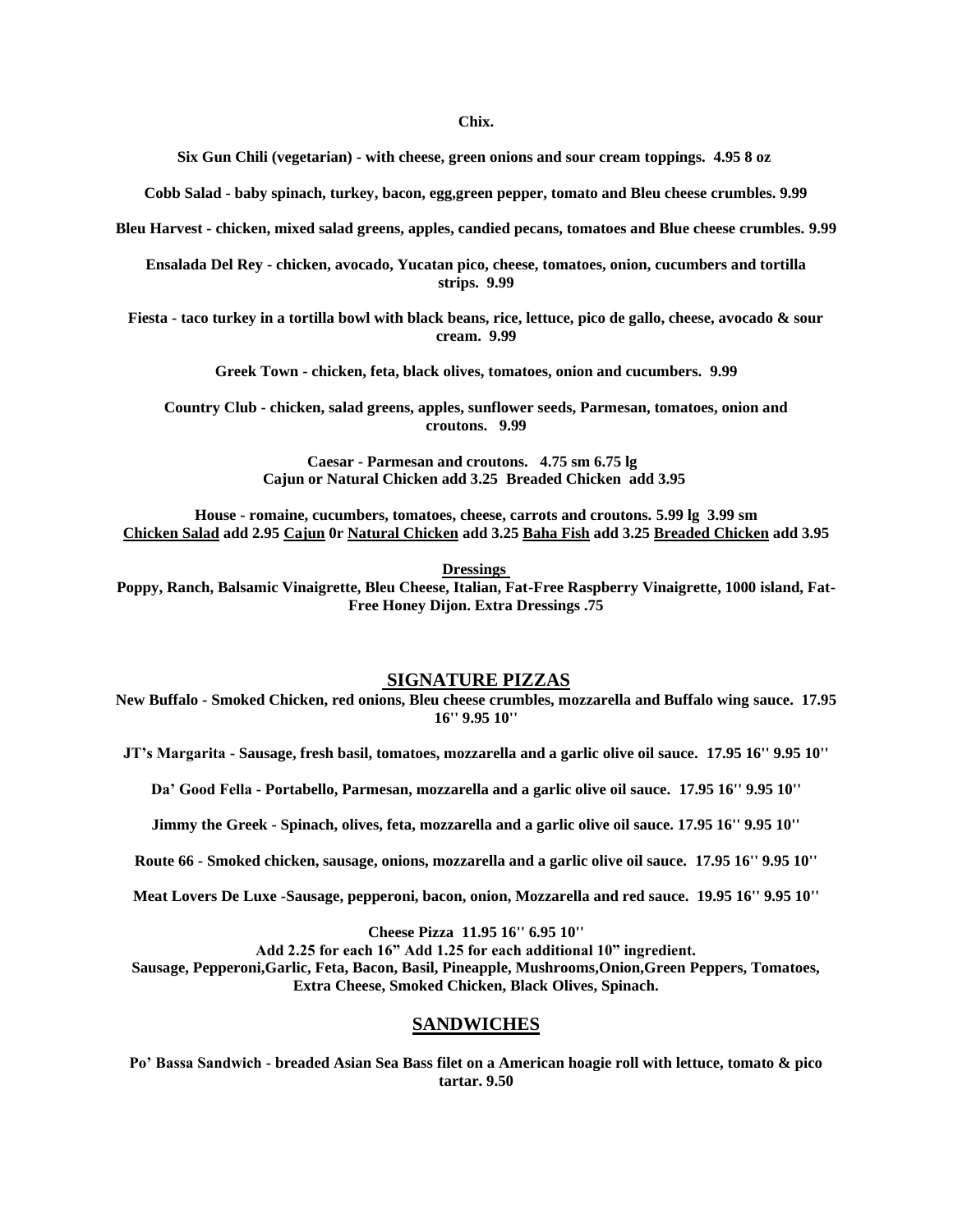**Chix.**

**Six Gun Chili (vegetarian) - with cheese, green onions and sour cream toppings. 4.95 8 oz**

**Cobb Salad - baby spinach, turkey, bacon, egg,green pepper, tomato and Bleu cheese crumbles. 9.99**

**Bleu Harvest - chicken, mixed salad greens, apples, candied pecans, tomatoes and Blue cheese crumbles. 9.99**

**Ensalada Del Rey - chicken, avocado, Yucatan pico, cheese, tomatoes, onion, cucumbers and tortilla strips. 9.99**

**Fiesta - taco turkey in a tortilla bowl with black beans, rice, lettuce, pico de gallo, cheese, avocado & sour cream. 9.99**

**Greek Town - chicken, feta, black olives, tomatoes, onion and cucumbers. 9.99**

**Country Club - chicken, salad greens, apples, sunflower seeds, Parmesan, tomatoes, onion and croutons. 9.99**

**Caesar - Parmesan and croutons. 4.75 sm 6.75 lg**
**Cajun or Natural Chicken add 3.25 Breaded Chicken add 3.95**

**House - romaine, cucumbers, tomatoes, cheese, carrots and croutons. 5.99 lg 3.99 sm**
**Chicken Salad add 2.95 Cajun 0r Natural Chicken add 3.25 Baha Fish add 3.25 Breaded Chicken add 3.95**

**Dressings**
**Poppy, Ranch, Balsamic Vinaigrette, Bleu Cheese, Italian, Fat-Free Raspberry Vinaigrette, 1000 island, Fat-Free Honey Dijon. Extra Dressings .75**

## SIGNATURE PIZZAS

**New Buffalo - Smoked Chicken, red onions, Bleu cheese crumbles, mozzarella and Buffalo wing sauce. 17.95 16'' 9.95 10''**

**JT's Margarita - Sausage, fresh basil, tomatoes, mozzarella and a garlic olive oil sauce. 17.95 16'' 9.95 10''**

**Da' Good Fella - Portabello, Parmesan, mozzarella and a garlic olive oil sauce. 17.95 16'' 9.95 10''**

**Jimmy the Greek - Spinach, olives, feta, mozzarella and a garlic olive oil sauce. 17.95 16'' 9.95 10''**

**Route 66 - Smoked chicken, sausage, onions, mozzarella and a garlic olive oil sauce. 17.95 16'' 9.95 10''**

**Meat Lovers De Luxe -Sausage, pepperoni, bacon, onion, Mozzarella and red sauce. 19.95 16'' 9.95 10''**

**Cheese Pizza 11.95 16'' 6.95 10''**
**Add 2.25 for each 16" Add 1.25 for each additional 10" ingredient.**
**Sausage, Pepperoni,Garlic, Feta, Bacon, Basil, Pineapple, Mushrooms,Onion,Green Peppers, Tomatoes, Extra Cheese, Smoked Chicken, Black Olives, Spinach.**

## SANDWICHES

**Po' Bassa Sandwich - breaded Asian Sea Bass filet on a American hoagie roll with lettuce, tomato & pico tartar. 9.50**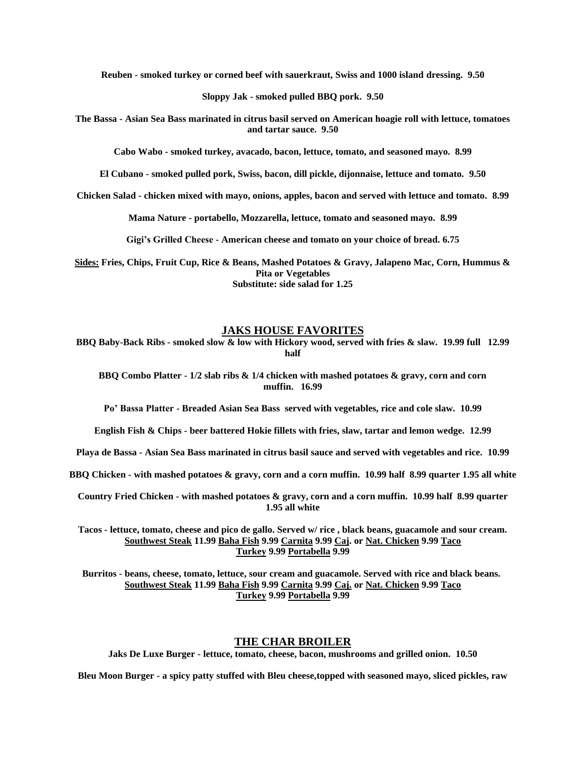**Reuben - smoked turkey or corned beef with sauerkraut, Swiss and 1000 island dressing. 9.50**

**Sloppy Jak - smoked pulled BBQ pork. 9.50**

**The Bassa - Asian Sea Bass marinated in citrus basil served on American hoagie roll with lettuce, tomatoes and tartar sauce. 9.50**

**Cabo Wabo - smoked turkey, avacado, bacon, lettuce, tomato, and seasoned mayo. 8.99**

**El Cubano - smoked pulled pork, Swiss, bacon, dill pickle, dijonnaise, lettuce and tomato. 9.50**

**Chicken Salad - chicken mixed with mayo, onions, apples, bacon and served with lettuce and tomato. 8.99**

**Mama Nature - portabello, Mozzarella, lettuce, tomato and seasoned mayo. 8.99**

**Gigi's Grilled Cheese - American cheese and tomato on your choice of bread. 6.75**

**Sides: Fries, Chips, Fruit Cup, Rice & Beans, Mashed Potatoes & Gravy, Jalapeno Mac, Corn, Hummus & Pita or Vegetables**
**Substitute: side salad for 1.25**

## JAKS HOUSE FAVORITES

**BBQ Baby-Back Ribs - smoked slow & low with Hickory wood, served with fries & slaw. 19.99 full 12.99 half**

**BBQ Combo Platter - 1/2 slab ribs & 1/4 chicken with mashed potatoes & gravy, corn and corn muffin. 16.99**

**Po' Bassa Platter - Breaded Asian Sea Bass served with vegetables, rice and cole slaw. 10.99**

**English Fish & Chips - beer battered Hokie fillets with fries, slaw, tartar and lemon wedge. 12.99**

**Playa de Bassa - Asian Sea Bass marinated in citrus basil sauce and served with vegetables and rice. 10.99**

**BBQ Chicken - with mashed potatoes & gravy, corn and a corn muffin. 10.99 half 8.99 quarter 1.95 all white**

**Country Fried Chicken - with mashed potatoes & gravy, corn and a corn muffin. 10.99 half 8.99 quarter 1.95 all white**

**Tacos - lettuce, tomato, cheese and pico de gallo. Served w/ rice , black beans, guacamole and sour cream.**
**Southwest Steak 11.99 Baha Fish 9.99 Carnita 9.99 Caj. or Nat. Chicken 9.99 Taco Turkey 9.99 Portabella 9.99**

**Burritos - beans, cheese, tomato, lettuce, sour cream and guacamole. Served with rice and black beans.**
**Southwest Steak 11.99 Baha Fish 9.99 Carnita 9.99 Caj. or Nat. Chicken 9.99 Taco Turkey 9.99 Portabella 9.99**

## THE CHAR BROILER

**Jaks De Luxe Burger - lettuce, tomato, cheese, bacon, mushrooms and grilled onion. 10.50**

**Bleu Moon Burger - a spicy patty stuffed with Bleu cheese,topped with seasoned mayo, sliced pickles, raw**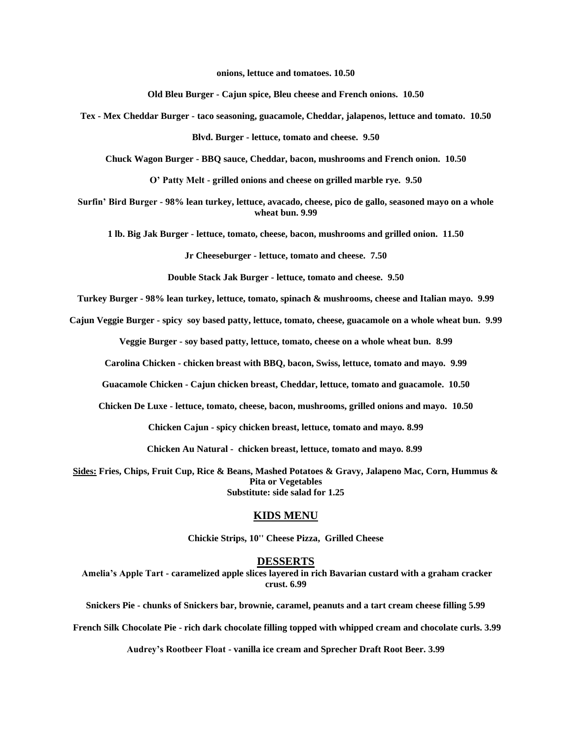**onions, lettuce and tomatoes. 10.50**

**Old Bleu Burger - Cajun spice, Bleu cheese and French onions. 10.50**

**Tex - Mex Cheddar Burger - taco seasoning, guacamole, Cheddar, jalapenos, lettuce and tomato. 10.50**

**Blvd. Burger - lettuce, tomato and cheese. 9.50**

**Chuck Wagon Burger - BBQ sauce, Cheddar, bacon, mushrooms and French onion. 10.50**

**O' Patty Melt - grilled onions and cheese on grilled marble rye. 9.50**

**Surfin' Bird Burger - 98% lean turkey, lettuce, avacado, cheese, pico de gallo, seasoned mayo on a whole wheat bun. 9.99**

**1 lb. Big Jak Burger - lettuce, tomato, cheese, bacon, mushrooms and grilled onion. 11.50**

**Jr Cheeseburger - lettuce, tomato and cheese. 7.50**

**Double Stack Jak Burger - lettuce, tomato and cheese. 9.50**

**Turkey Burger - 98% lean turkey, lettuce, tomato, spinach & mushrooms, cheese and Italian mayo. 9.99**

**Cajun Veggie Burger - spicy soy based patty, lettuce, tomato, cheese, guacamole on a whole wheat bun. 9.99**

**Veggie Burger - soy based patty, lettuce, tomato, cheese on a whole wheat bun. 8.99**

**Carolina Chicken - chicken breast with BBQ, bacon, Swiss, lettuce, tomato and mayo. 9.99**

**Guacamole Chicken - Cajun chicken breast, Cheddar, lettuce, tomato and guacamole. 10.50**

**Chicken De Luxe - lettuce, tomato, cheese, bacon, mushrooms, grilled onions and mayo. 10.50**

**Chicken Cajun - spicy chicken breast, lettuce, tomato and mayo. 8.99**

**Chicken Au Natural - chicken breast, lettuce, tomato and mayo. 8.99**

**<u>Sides:</u> Fries, Chips, Fruit Cup, Rice & Beans, Mashed Potatoes & Gravy, Jalapeno Mac, Corn, Hummus & Pita or Vegetables**
**Substitute: side salad for 1.25**

## KIDS MENU

**Chickie Strips, 10'' Cheese Pizza, Grilled Cheese**

## DESSERTS

**Amelia's Apple Tart - caramelized apple slices layered in rich Bavarian custard with a graham cracker crust. 6.99**

**Snickers Pie - chunks of Snickers bar, brownie, caramel, peanuts and a tart cream cheese filling 5.99**

**French Silk Chocolate Pie - rich dark chocolate filling topped with whipped cream and chocolate curls. 3.99**

**Audrey's Rootbeer Float - vanilla ice cream and Sprecher Draft Root Beer. 3.99**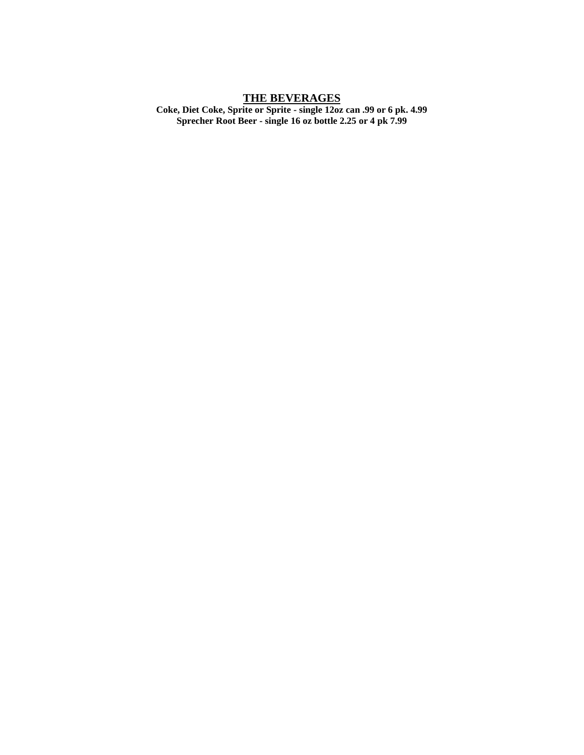## <u>THE BEVERAGES</u>

**Coke, Diet Coke, Sprite or Sprite - single 12oz can .99 or 6 pk. 4.99**
**Sprecher Root Beer - single 16 oz bottle 2.25 or 4 pk 7.99**